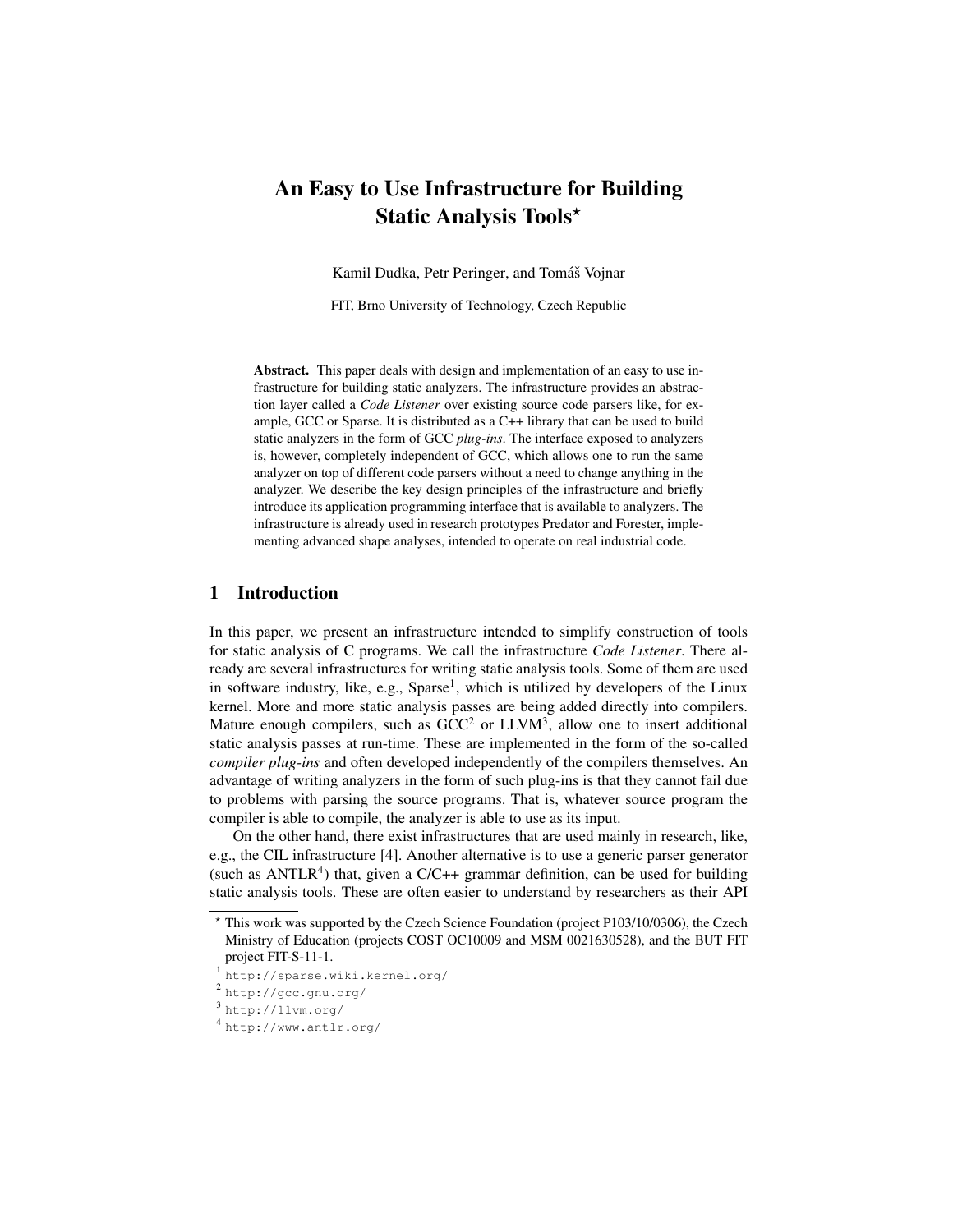# An Easy to Use Infrastructure for Building Static Analysis Tools*

Kamil Dudka, Petr Peringer, and Tomáš Vojnar

FIT, Brno University of Technology, Czech Republic

**Abstract.** This paper deals with design and implementation of an easy to use infrastructure for building static analyzers. The infrastructure provides an abstraction layer called a *Code Listener* over existing source code parsers like, for example, GCC or Sparse. It is distributed as a C++ library that can be used to build static analyzers in the form of GCC *plug-ins*. The interface exposed to analyzers is, however, completely independent of GCC, which allows one to run the same analyzer on top of different code parsers without a need to change anything in the analyzer. We describe the key design principles of the infrastructure and briefly introduce its application programming interface that is available to analyzers. The infrastructure is already used in research prototypes Predator and Forester, implementing advanced shape analyses, intended to operate on real industrial code.

## 1 Introduction

In this paper, we present an infrastructure intended to simplify construction of tools for static analysis of C programs. We call the infrastructure *Code Listener*. There already are several infrastructures for writing static analysis tools. Some of them are used in software industry, like, e.g., Sparse[1], which is utilized by developers of the Linux kernel. More and more static analysis passes are being added directly into compilers. Mature enough compilers, such as GCC[2] or LLVM[3], allow one to insert additional static analysis passes at run-time. These are implemented in the form of the so-called *compiler plug-ins* and often developed independently of the compilers themselves. An advantage of writing analyzers in the form of such plug-ins is that they cannot fail due to problems with parsing the source programs. That is, whatever source program the compiler is able to compile, the analyzer is able to use as its input.

On the other hand, there exist infrastructures that are used mainly in research, like, e.g., the CIL infrastructure [4]. Another alternative is to use a generic parser generator (such as ANTLR[4]) that, given a C/C++ grammar definition, can be used for building static analysis tools. These are often easier to understand by researchers as their API

---

* This work was supported by the Czech Science Foundation (project P103/10/0306), the Czech Ministry of Education (projects COST OC10009 and MSM 0021630528), and the BUT FIT project FIT-S-11-1.

[1] http://sparse.wiki.kernel.org/

[2] http://gcc.gnu.org/

[3] http://llvm.org/

[4] http://www.antlr.org/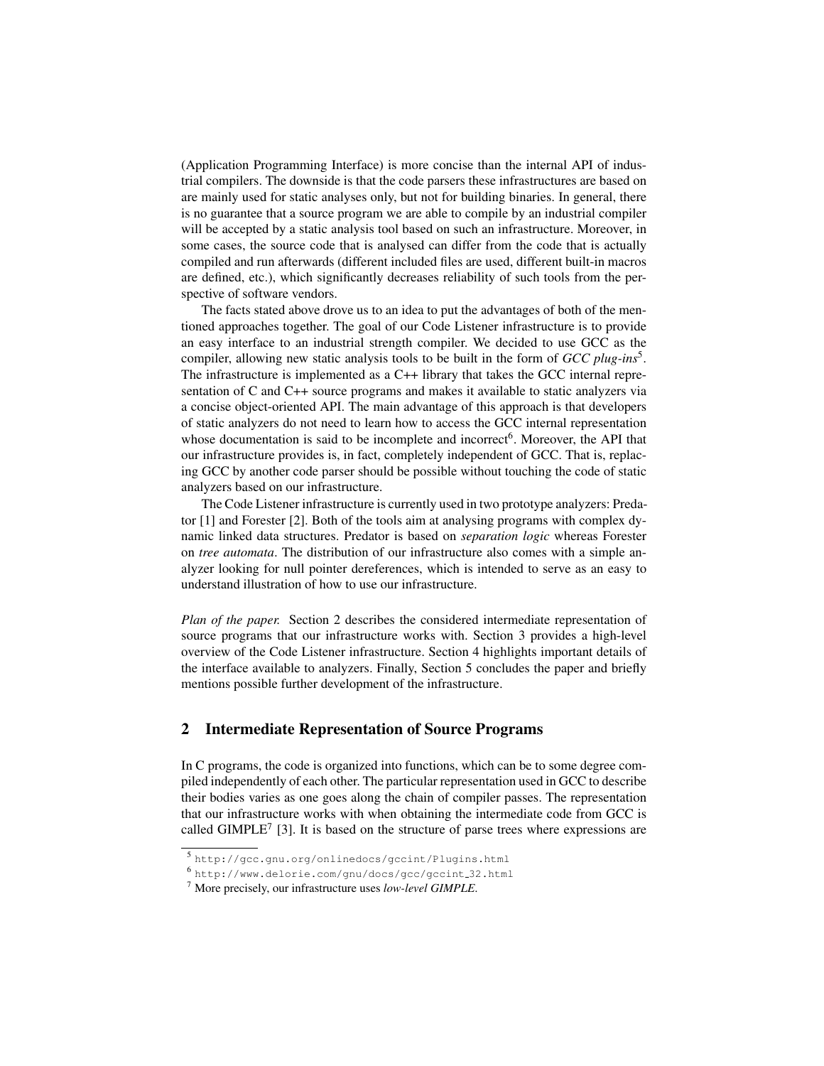(Application Programming Interface) is more concise than the internal API of industrial compilers. The downside is that the code parsers these infrastructures are based on are mainly used for static analyses only, but not for building binaries. In general, there is no guarantee that a source program we are able to compile by an industrial compiler will be accepted by a static analysis tool based on such an infrastructure. Moreover, in some cases, the source code that is analysed can differ from the code that is actually compiled and run afterwards (different included files are used, different built-in macros are defined, etc.), which significantly decreases reliability of such tools from the perspective of software vendors.

The facts stated above drove us to an idea to put the advantages of both of the mentioned approaches together. The goal of our Code Listener infrastructure is to provide an easy interface to an industrial strength compiler. We decided to use GCC as the compiler, allowing new static analysis tools to be built in the form of *GCC plug-ins*[5]. The infrastructure is implemented as a C++ library that takes the GCC internal representation of C and C++ source programs and makes it available to static analyzers via a concise object-oriented API. The main advantage of this approach is that developers of static analyzers do not need to learn how to access the GCC internal representation whose documentation is said to be incomplete and incorrect[6]. Moreover, the API that our infrastructure provides is, in fact, completely independent of GCC. That is, replacing GCC by another code parser should be possible without touching the code of static analyzers based on our infrastructure.

The Code Listener infrastructure is currently used in two prototype analyzers: Predator [1] and Forester [2]. Both of the tools aim at analysing programs with complex dynamic linked data structures. Predator is based on *separation logic* whereas Forester on *tree automata*. The distribution of our infrastructure also comes with a simple analyzer looking for null pointer dereferences, which is intended to serve as an easy to understand illustration of how to use our infrastructure.

*Plan of the paper.* Section 2 describes the considered intermediate representation of source programs that our infrastructure works with. Section 3 provides a high-level overview of the Code Listener infrastructure. Section 4 highlights important details of the interface available to analyzers. Finally, Section 5 concludes the paper and briefly mentions possible further development of the infrastructure.

## 2 Intermediate Representation of Source Programs

In C programs, the code is organized into functions, which can be to some degree compiled independently of each other. The particular representation used in GCC to describe their bodies varies as one goes along the chain of compiler passes. The representation that our infrastructure works with when obtaining the intermediate code from GCC is called GIMPLE[7] [3]. It is based on the structure of parse trees where expressions are

---

[5] http://gcc.gnu.org/onlinedocs/gccint/Plugins.html

[6] http://www.delorie.com/gnu/docs/gcc/gccint_32.html

[7] More precisely, our infrastructure uses *low-level GIMPLE*.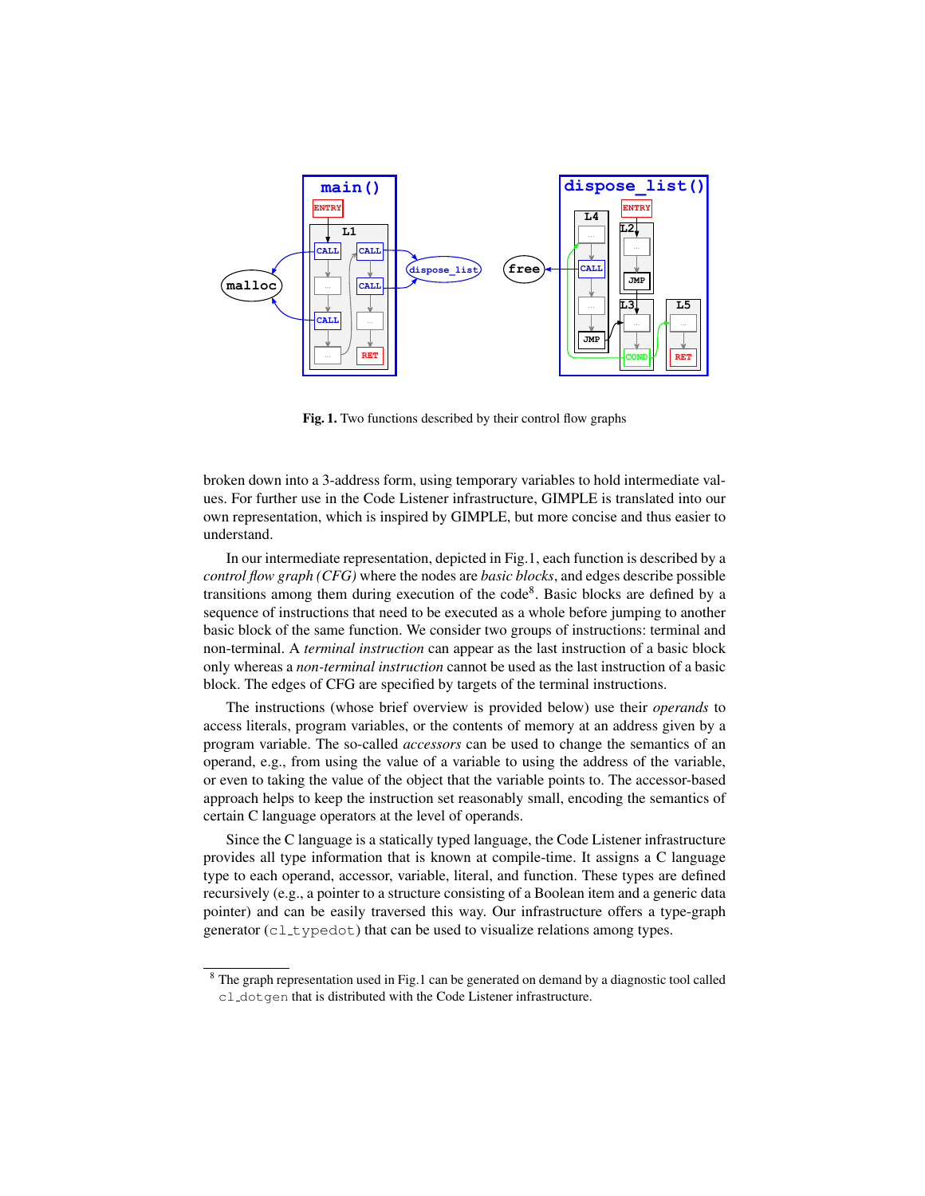Fig. 1. Two functions described by their control flow graphs

broken down into a 3-address form, using temporary variables to hold intermediate values. For further use in the Code Listener infrastructure, GIMPLE is translated into our own representation, which is inspired by GIMPLE, but more concise and thus easier to understand.

In our intermediate representation, depicted in Fig.1, each function is described by a *control flow graph (CFG)* where the nodes are *basic blocks*, and edges describe possible transitions among them during execution of the code[8]. Basic blocks are defined by a sequence of instructions that need to be executed as a whole before jumping to another basic block of the same function. We consider two groups of instructions: terminal and non-terminal. A *terminal instruction* can appear as the last instruction of a basic block only whereas a *non-terminal instruction* cannot be used as the last instruction of a basic block. The edges of CFG are specified by targets of the terminal instructions.

The instructions (whose brief overview is provided below) use their *operands* to access literals, program variables, or the contents of memory at an address given by a program variable. The so-called *accessors* can be used to change the semantics of an operand, e.g., from using the value of a variable to using the address of the variable, or even to taking the value of the object that the variable points to. The accessor-based approach helps to keep the instruction set reasonably small, encoding the semantics of certain C language operators at the level of operands.

Since the C language is a statically typed language, the Code Listener infrastructure provides all type information that is known at compile-time. It assigns a C language type to each operand, accessor, variable, literal, and function. These types are defined recursively (e.g., a pointer to a structure consisting of a Boolean item and a generic data pointer) and can be easily traversed this way. Our infrastructure offers a type-graph generator (`cl_typedot`) that can be used to visualize relations among types.

[8] The graph representation used in Fig.1 can be generated on demand by a diagnostic tool called `cl_dotgen` that is distributed with the Code Listener infrastructure.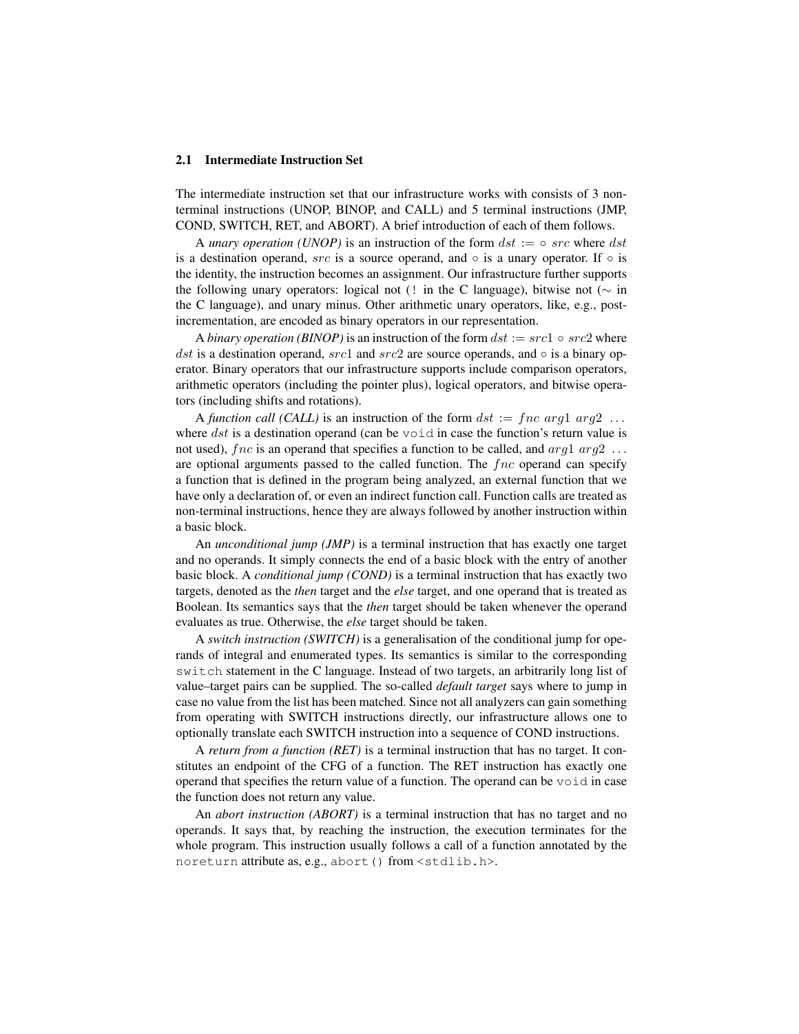### 2.1 Intermediate Instruction Set

The intermediate instruction set that our infrastructure works with consists of 3 non-terminal instructions (UNOP, BINOP, and CALL) and 5 terminal instructions (JMP, COND, SWITCH, RET, and ABORT). A brief introduction of each of them follows.

A *unary operation (UNOP)* is an instruction of the form $dst := \circ\ src$ where $dst$ is a destination operand, $src$ is a source operand, and $\circ$ is a unary operator. If $\circ$ is the identity, the instruction becomes an assignment. Our infrastructure further supports the following unary operators: logical not (`!` in the C language), bitwise not ($\sim$ in the C language), and unary minus. Other arithmetic unary operators, like, e.g., post-incrementation, are encoded as binary operators in our representation.

A *binary operation (BINOP)* is an instruction of the form $dst := src1 \circ src2$ where $dst$ is a destination operand, $src1$ and $src2$ are source operands, and $\circ$ is a binary operator. Binary operators that our infrastructure supports include comparison operators, arithmetic operators (including the pointer plus), logical operators, and bitwise operators (including shifts and rotations).

A *function call (CALL)* is an instruction of the form $dst := fnc\ arg1\ arg2\ \ldots$ where $dst$ is a destination operand (can be `void` in case the function's return value is not used), $fnc$ is an operand that specifies a function to be called, and $arg1\ arg2\ \ldots$ are optional arguments passed to the called function. The $fnc$ operand can specify a function that is defined in the program being analyzed, an external function that we have only a declaration of, or even an indirect function call. Function calls are treated as non-terminal instructions, hence they are always followed by another instruction within a basic block.

An *unconditional jump (JMP)* is a terminal instruction that has exactly one target and no operands. It simply connects the end of a basic block with the entry of another basic block. A *conditional jump (COND)* is a terminal instruction that has exactly two targets, denoted as the *then* target and the *else* target, and one operand that is treated as Boolean. Its semantics says that the *then* target should be taken whenever the operand evaluates as true. Otherwise, the *else* target should be taken.

A *switch instruction (SWITCH)* is a generalisation of the conditional jump for operands of integral and enumerated types. Its semantics is similar to the corresponding `switch` statement in the C language. Instead of two targets, an arbitrarily long list of value–target pairs can be supplied. The so-called *default target* says where to jump in case no value from the list has been matched. Since not all analyzers can gain something from operating with SWITCH instructions directly, our infrastructure allows one to optionally translate each SWITCH instruction into a sequence of COND instructions.

A *return from a function (RET)* is a terminal instruction that has no target. It constitutes an endpoint of the CFG of a function. The RET instruction has exactly one operand that specifies the return value of a function. The operand can be `void` in case the function does not return any value.

An *abort instruction (ABORT)* is a terminal instruction that has no target and no operands. It says that, by reaching the instruction, the execution terminates for the whole program. This instruction usually follows a call of a function annotated by the `noreturn` attribute as, e.g., `abort()` from `<stdlib.h>`.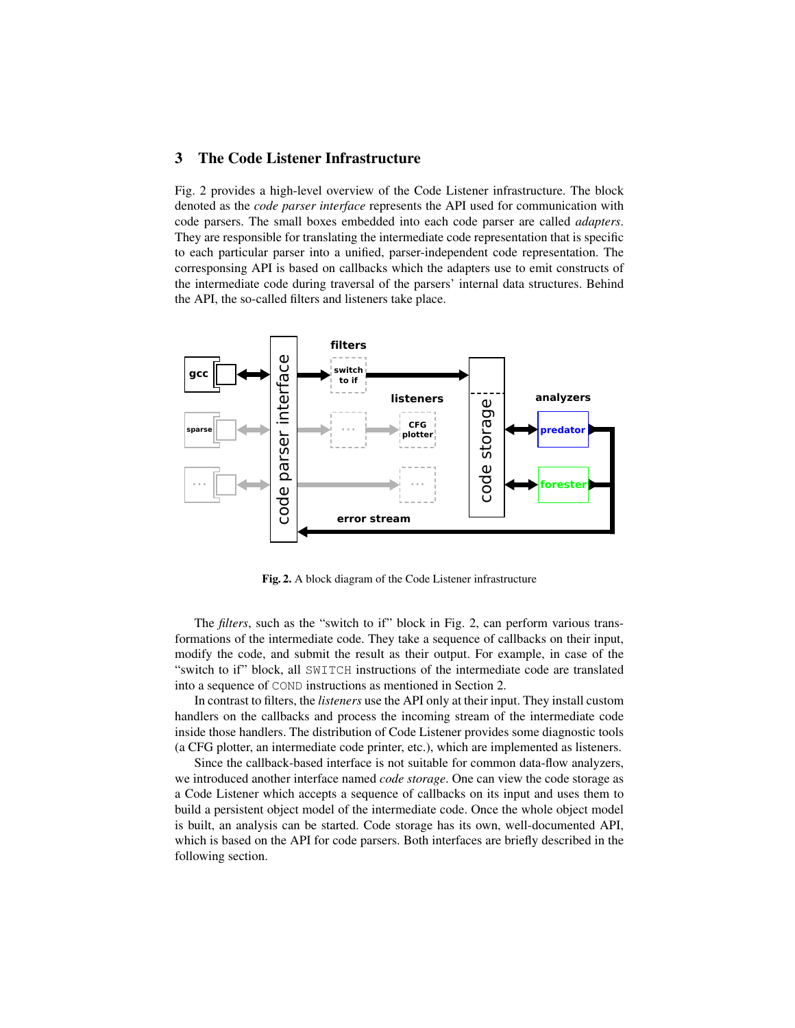## 3 The Code Listener Infrastructure

Fig. 2 provides a high-level overview of the Code Listener infrastructure. The block denoted as the *code parser interface* represents the API used for communication with code parsers. The small boxes embedded into each code parser are called *adapters*. They are responsible for translating the intermediate code representation that is specific to each particular parser into a unified, parser-independent code representation. The corresponsing API is based on callbacks which the adapters use to emit constructs of the intermediate code during traversal of the parsers' internal data structures. Behind the API, the so-called filters and listeners take place.

filters

switch to if

gcc

sparse

...

code parser interface

listeners

CFG plotter

...

...

code storage

analyzers

predator

forester

error stream

**Fig. 2.** A block diagram of the Code Listener infrastructure

The *filters*, such as the "switch to if" block in Fig. 2, can perform various transformations of the intermediate code. They take a sequence of callbacks on their input, modify the code, and submit the result as their output. For example, in case of the "switch to if" block, all `SWITCH` instructions of the intermediate code are translated into a sequence of `COND` instructions as mentioned in Section 2.

In contrast to filters, the *listeners* use the API only at their input. They install custom handlers on the callbacks and process the incoming stream of the intermediate code inside those handlers. The distribution of Code Listener provides some diagnostic tools (a CFG plotter, an intermediate code printer, etc.), which are implemented as listeners.

Since the callback-based interface is not suitable for common data-flow analyzers, we introduced another interface named *code storage*. One can view the code storage as a Code Listener which accepts a sequence of callbacks on its input and uses them to build a persistent object model of the intermediate code. Once the whole object model is built, an analysis can be started. Code storage has its own, well-documented API, which is based on the API for code parsers. Both interfaces are briefly described in the following section.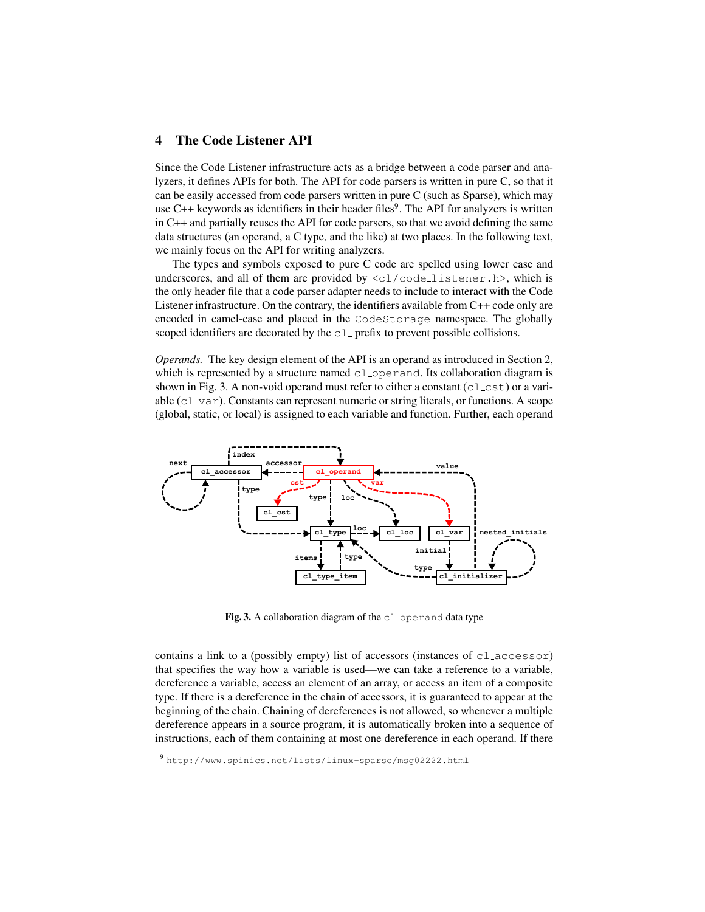## 4 The Code Listener API

Since the Code Listener infrastructure acts as a bridge between a code parser and analyzers, it defines APIs for both. The API for code parsers is written in pure C, so that it can be easily accessed from code parsers written in pure C (such as Sparse), which may use C++ keywords as identifiers in their header files[9]. The API for analyzers is written in C++ and partially reuses the API for code parsers, so that we avoid defining the same data structures (an operand, a C type, and the like) at two places. In the following text, we mainly focus on the API for writing analyzers.

The types and symbols exposed to pure C code are spelled using lower case and underscores, and all of them are provided by `<cl/code_listener.h>`, which is the only header file that a code parser adapter needs to include to interact with the Code Listener infrastructure. On the contrary, the identifiers available from C++ code only are encoded in camel-case and placed in the `CodeStorage` namespace. The globally scoped identifiers are decorated by the `cl_` prefix to prevent possible collisions.

*Operands.* The key design element of the API is an operand as introduced in Section 2, which is represented by a structure named `cl_operand`. Its collaboration diagram is shown in Fig. 3. A non-void operand must refer to either a constant (`cl_cst`) or a variable (`cl_var`). Constants can represent numeric or string literals, or functions. A scope (global, static, or local) is assigned to each variable and function. Further, each operand

**Fig. 3.** A collaboration diagram of the `cl_operand` data type

contains a link to a (possibly empty) list of accessors (instances of `cl_accessor`) that specifies the way how a variable is used—we can take a reference to a variable, dereference a variable, access an element of an array, or access an item of a composite type. If there is a dereference in the chain of accessors, it is guaranteed to appear at the beginning of the chain. Chaining of dereferences is not allowed, so whenever a multiple dereference appears in a source program, it is automatically broken into a sequence of instructions, each of them containing at most one dereference in each operand. If there

[9] http://www.spinics.net/lists/linux-sparse/msg02222.html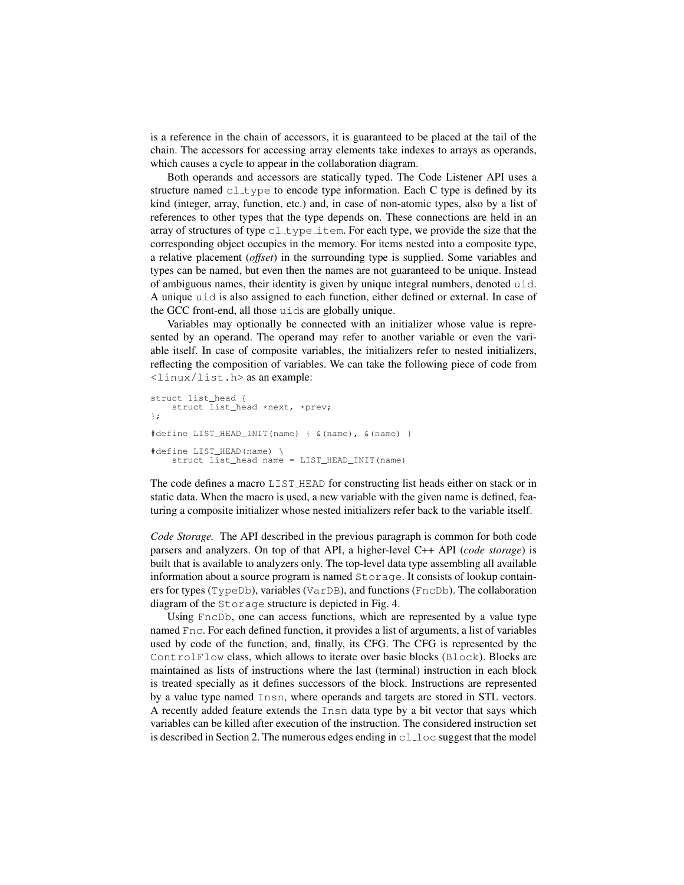is a reference in the chain of accessors, it is guaranteed to be placed at the tail of the chain. The accessors for accessing array elements take indexes to arrays as operands, which causes a cycle to appear in the collaboration diagram.

Both operands and accessors are statically typed. The Code Listener API uses a structure named `cl_type` to encode type information. Each C type is defined by its kind (integer, array, function, etc.) and, in case of non-atomic types, also by a list of references to other types that the type depends on. These connections are held in an array of structures of type `cl_type_item`. For each type, we provide the size that the corresponding object occupies in the memory. For items nested into a composite type, a relative placement (*offset*) in the surrounding type is supplied. Some variables and types can be named, but even then the names are not guaranteed to be unique. Instead of ambiguous names, their identity is given by unique integral numbers, denoted `uid`. A unique `uid` is also assigned to each function, either defined or external. In case of the GCC front-end, all those `uid`s are globally unique.

Variables may optionally be connected with an initializer whose value is represented by an operand. The operand may refer to another variable or even the variable itself. In case of composite variables, the initializers refer to nested initializers, reflecting the composition of variables. We can take the following piece of code from `<linux/list.h>` as an example:

```
struct list_head {
    struct list_head *next, *prev;
};

#define LIST_HEAD_INIT(name) { &(name), &(name) }

#define LIST_HEAD(name) \
    struct list_head name = LIST_HEAD_INIT(name)
```

The code defines a macro `LIST_HEAD` for constructing list heads either on stack or in static data. When the macro is used, a new variable with the given name is defined, featuring a composite initializer whose nested initializers refer back to the variable itself.

*Code Storage.* The API described in the previous paragraph is common for both code parsers and analyzers. On top of that API, a higher-level C++ API (*code storage*) is built that is available to analyzers only. The top-level data type assembling all available information about a source program is named `Storage`. It consists of lookup containers for types (`TypeDb`), variables (`VarDB`), and functions (`FncDb`). The collaboration diagram of the `Storage` structure is depicted in Fig. 4.

Using `FncDb`, one can access functions, which are represented by a value type named `Fnc`. For each defined function, it provides a list of arguments, a list of variables used by code of the function, and, finally, its CFG. The CFG is represented by the `ControlFlow` class, which allows to iterate over basic blocks (`Block`). Blocks are maintained as lists of instructions where the last (terminal) instruction in each block is treated specially as it defines successors of the block. Instructions are represented by a value type named `Insn`, where operands and targets are stored in STL vectors. A recently added feature extends the `Insn` data type by a bit vector that says which variables can be killed after execution of the instruction. The considered instruction set is described in Section 2. The numerous edges ending in `cl_loc` suggest that the model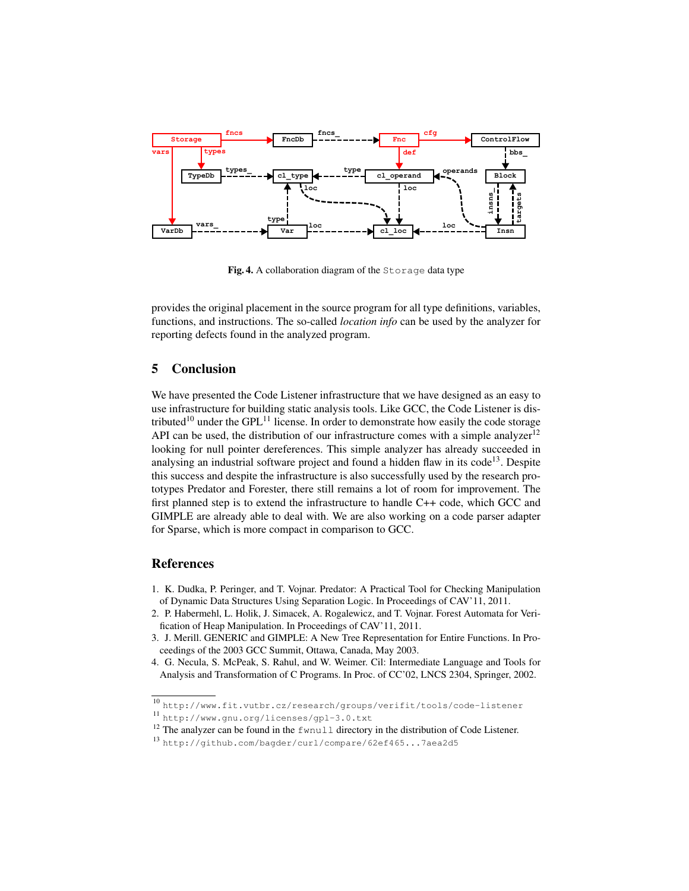Storage
fncs
FncDb
fncs_
Fnc
cfg
ControlFlow
vars
types
def
bbs_
TypeDb
types_
cl_type
type
cl_operand
operands
Block
loc
loc
insns_
targets
type
VarDb
vars_
Var
loc
cl_loc
loc
Insn

**Fig. 4.** A collaboration diagram of the Storage data type

provides the original placement in the source program for all type definitions, variables, functions, and instructions. The so-called *location info* can be used by the analyzer for reporting defects found in the analyzed program.

## 5 Conclusion

We have presented the Code Listener infrastructure that we have designed as an easy to use infrastructure for building static analysis tools. Like GCC, the Code Listener is distributed[10] under the GPL[11] license. In order to demonstrate how easily the code storage API can be used, the distribution of our infrastructure comes with a simple analyzer[12] looking for null pointer dereferences. This simple analyzer has already succeeded in analysing an industrial software project and found a hidden flaw in its code[13]. Despite this success and despite the infrastructure is also successfully used by the research prototypes Predator and Forester, there still remains a lot of room for improvement. The first planned step is to extend the infrastructure to handle C++ code, which GCC and GIMPLE are already able to deal with. We are also working on a code parser adapter for Sparse, which is more compact in comparison to GCC.

## References

1. K. Dudka, P. Peringer, and T. Vojnar. Predator: A Practical Tool for Checking Manipulation of Dynamic Data Structures Using Separation Logic. In Proceedings of CAV'11, 2011.
2. P. Habermehl, L. Holik, J. Simacek, A. Rogalewicz, and T. Vojnar. Forest Automata for Verification of Heap Manipulation. In Proceedings of CAV'11, 2011.
3. J. Merill. GENERIC and GIMPLE: A New Tree Representation for Entire Functions. In Proceedings of the 2003 GCC Summit, Ottawa, Canada, May 2003.
4. G. Necula, S. McPeak, S. Rahul, and W. Weimer. Cil: Intermediate Language and Tools for Analysis and Transformation of C Programs. In Proc. of CC'02, LNCS 2304, Springer, 2002.

---

[10] http://www.fit.vutbr.cz/research/groups/verifit/tools/code-listener

[11] http://www.gnu.org/licenses/gpl-3.0.txt

[12] The analyzer can be found in the fwnull directory in the distribution of Code Listener.

[13] http://github.com/bagder/curl/compare/62ef465...7aea2d5